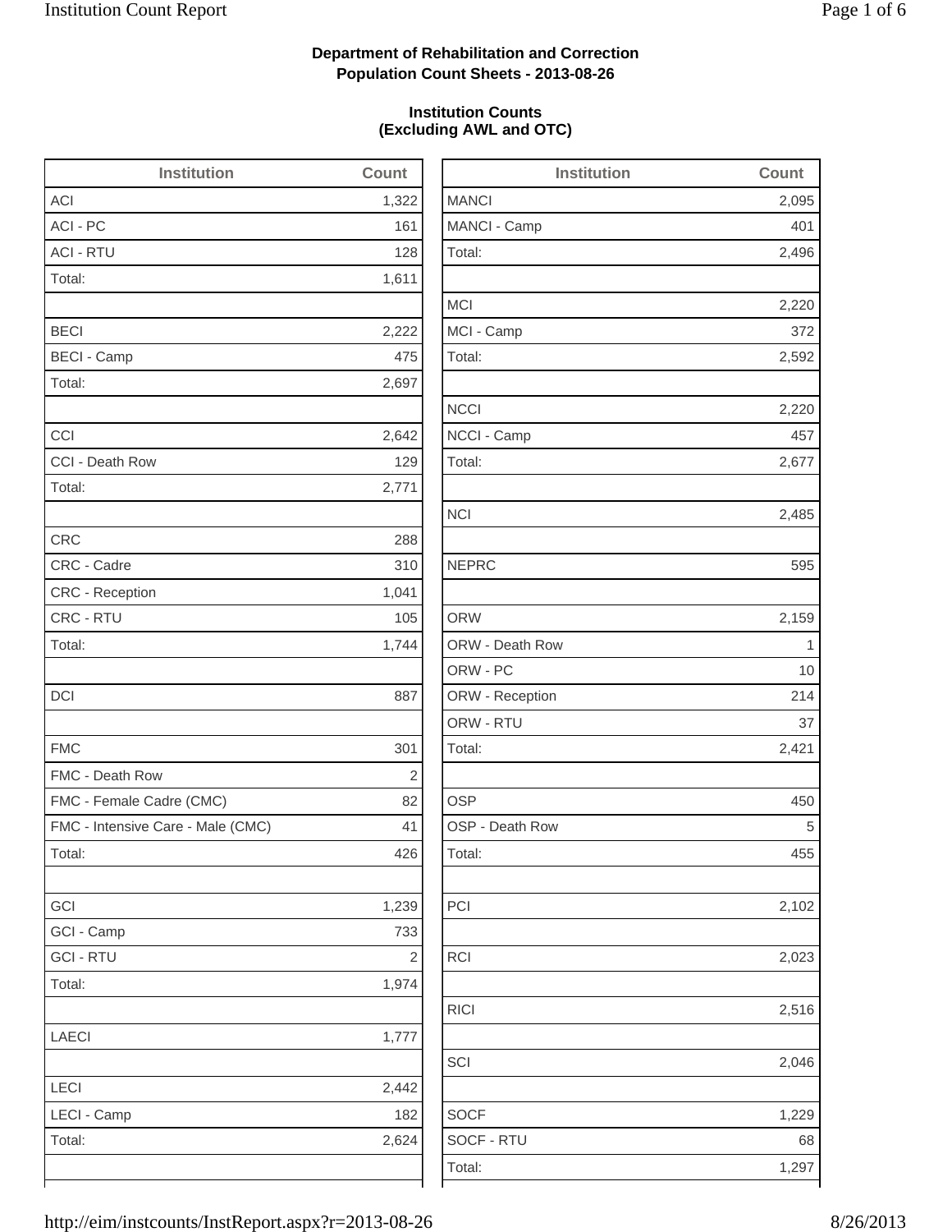**Department of Rehabilitation and Correction**
**Population Count Sheets - 2013-08-26**

**Institution Counts**
**(Excluding AWL and OTC)**

| Institution | Count |
| --- | --- |
| ACI | 1,322 |
| ACI - PC | 161 |
| ACI - RTU | 128 |
| Total: | 1,611 |
| | |
| BECI | 2,222 |
| BECI - Camp | 475 |
| Total: | 2,697 |
| | |
| CCI | 2,642 |
| CCI - Death Row | 129 |
| Total: | 2,771 |
| | |
| CRC | 288 |
| CRC - Cadre | 310 |
| CRC - Reception | 1,041 |
| CRC - RTU | 105 |
| Total: | 1,744 |
| | |
| DCI | 887 |
| | |
| FMC | 301 |
| FMC - Death Row | 2 |
| FMC - Female Cadre (CMC) | 82 |
| FMC - Intensive Care - Male (CMC) | 41 |
| Total: | 426 |
| | |
| GCI | 1,239 |
| GCI - Camp | 733 |
| GCI - RTU | 2 |
| Total: | 1,974 |
| | |
| LAECI | 1,777 |
| | |
| LECI | 2,442 |
| LECI - Camp | 182 |
| Total: | 2,624 |
| | |

| Institution | Count |
| --- | --- |
| MANCI | 2,095 |
| MANCI - Camp | 401 |
| Total: | 2,496 |
| | |
| MCI | 2,220 |
| MCI - Camp | 372 |
| Total: | 2,592 |
| | |
| NCCI | 2,220 |
| NCCI - Camp | 457 |
| Total: | 2,677 |
| | |
| NCI | 2,485 |
| | |
| NEPRC | 595 |
| | |
| ORW | 2,159 |
| ORW - Death Row | 1 |
| ORW - PC | 10 |
| ORW - Reception | 214 |
| ORW - RTU | 37 |
| Total: | 2,421 |
| | |
| OSP | 450 |
| OSP - Death Row | 5 |
| Total: | 455 |
| | |
| PCI | 2,102 |
| | |
| RCI | 2,023 |
| | |
| RICI | 2,516 |
| | |
| SCI | 2,046 |
| | |
| SOCF | 1,229 |
| SOCF - RTU | 68 |
| Total: | 1,297 |
| | |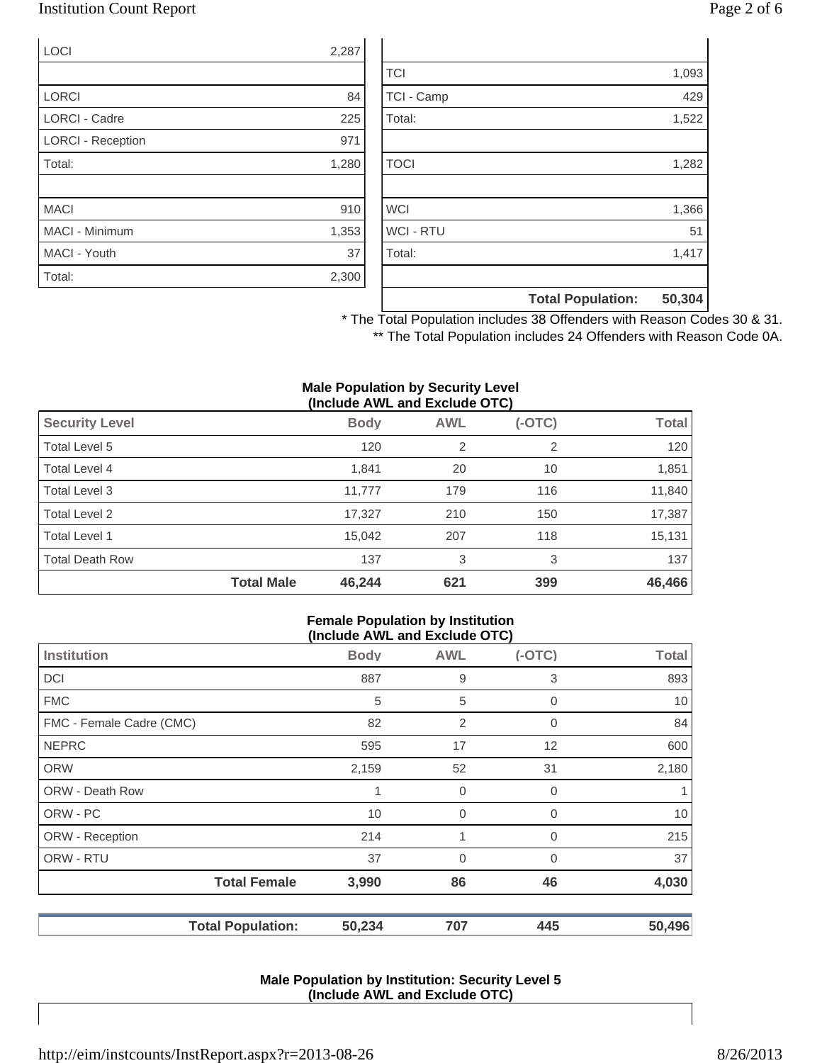| | |
|---|---|
| LOCI | 2,287 |
| | |
| LORCI | 84 |
| LORCI - Cadre | 225 |
| LORCI - Reception | 971 |
| Total: | 1,280 |
| | |
| MACI | 910 |
| MACI - Minimum | 1,353 |
| MACI - Youth | 37 |
| Total: | 2,300 |

| | |
|---|---|
| | |
| TCI | 1,093 |
| TCI - Camp | 429 |
| Total: | 1,522 |
| | |
| TOCI | 1,282 |
| | |
| WCI | 1,366 |
| WCI - RTU | 51 |
| Total: | 1,417 |
| | |
| **Total Population:** | **50,304** |

\* The Total Population includes 38 Offenders with Reason Codes 30 & 31.

\*\* The Total Population includes 24 Offenders with Reason Code 0A.

**Male Population by Security Level (Include AWL and Exclude OTC)**

| Security Level | Body | AWL | (-OTC) | Total |
|---|---|---|---|---|
| Total Level 5 | 120 | 2 | 2 | 120 |
| Total Level 4 | 1,841 | 20 | 10 | 1,851 |
| Total Level 3 | 11,777 | 179 | 116 | 11,840 |
| Total Level 2 | 17,327 | 210 | 150 | 17,387 |
| Total Level 1 | 15,042 | 207 | 118 | 15,131 |
| Total Death Row | 137 | 3 | 3 | 137 |
| **Total Male** | **46,244** | **621** | **399** | **46,466** |

**Female Population by Institution (Include AWL and Exclude OTC)**

| Institution | Body | AWL | (-OTC) | Total |
|---|---|---|---|---|
| DCI | 887 | 9 | 3 | 893 |
| FMC | 5 | 5 | 0 | 10 |
| FMC - Female Cadre (CMC) | 82 | 2 | 0 | 84 |
| NEPRC | 595 | 17 | 12 | 600 |
| ORW | 2,159 | 52 | 31 | 2,180 |
| ORW - Death Row | 1 | 0 | 0 | 1 |
| ORW - PC | 10 | 0 | 0 | 10 |
| ORW - Reception | 214 | 1 | 0 | 215 |
| ORW - RTU | 37 | 0 | 0 | 37 |
| **Total Female** | **3,990** | **86** | **46** | **4,030** |
| | | | | |
| **Total Population:** | **50,234** | **707** | **445** | **50,496** |

**Male Population by Institution: Security Level 5 (Include AWL and Exclude OTC)**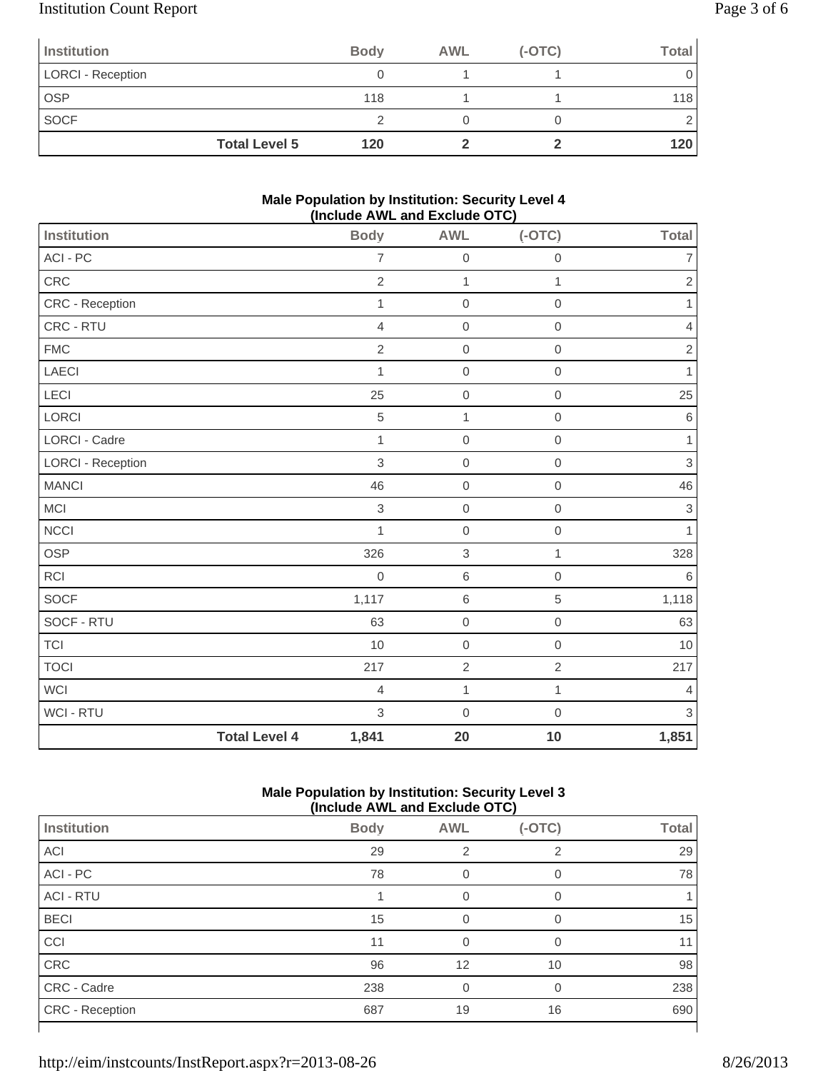| Institution | Body | AWL | (-OTC) | Total |
|---|---|---|---|---|
| LORCI - Reception | 0 | 1 | 1 | 0 |
| OSP | 118 | 1 | 1 | 118 |
| SOCF | 2 | 0 | 0 | 2 |
| **Total Level 5** | **120** | **2** | **2** | **120** |

**Male Population by Institution: Security Level 4 (Include AWL and Exclude OTC)**

| Institution | Body | AWL | (-OTC) | Total |
|---|---|---|---|---|
| ACI - PC | 7 | 0 | 0 | 7 |
| CRC | 2 | 1 | 1 | 2 |
| CRC - Reception | 1 | 0 | 0 | 1 |
| CRC - RTU | 4 | 0 | 0 | 4 |
| FMC | 2 | 0 | 0 | 2 |
| LAECI | 1 | 0 | 0 | 1 |
| LECI | 25 | 0 | 0 | 25 |
| LORCI | 5 | 1 | 0 | 6 |
| LORCI - Cadre | 1 | 0 | 0 | 1 |
| LORCI - Reception | 3 | 0 | 0 | 3 |
| MANCI | 46 | 0 | 0 | 46 |
| MCI | 3 | 0 | 0 | 3 |
| NCCI | 1 | 0 | 0 | 1 |
| OSP | 326 | 3 | 1 | 328 |
| RCI | 0 | 6 | 0 | 6 |
| SOCF | 1,117 | 6 | 5 | 1,118 |
| SOCF - RTU | 63 | 0 | 0 | 63 |
| TCI | 10 | 0 | 0 | 10 |
| TOCI | 217 | 2 | 2 | 217 |
| WCI | 4 | 1 | 1 | 4 |
| WCI - RTU | 3 | 0 | 0 | 3 |
| **Total Level 4** | **1,841** | **20** | **10** | **1,851** |

**Male Population by Institution: Security Level 3 (Include AWL and Exclude OTC)**

| Institution | Body | AWL | (-OTC) | Total |
|---|---|---|---|---|
| ACI | 29 | 2 | 2 | 29 |
| ACI - PC | 78 | 0 | 0 | 78 |
| ACI - RTU | 1 | 0 | 0 | 1 |
| BECI | 15 | 0 | 0 | 15 |
| CCI | 11 | 0 | 0 | 11 |
| CRC | 96 | 12 | 10 | 98 |
| CRC - Cadre | 238 | 0 | 0 | 238 |
| CRC - Reception | 687 | 19 | 16 | 690 |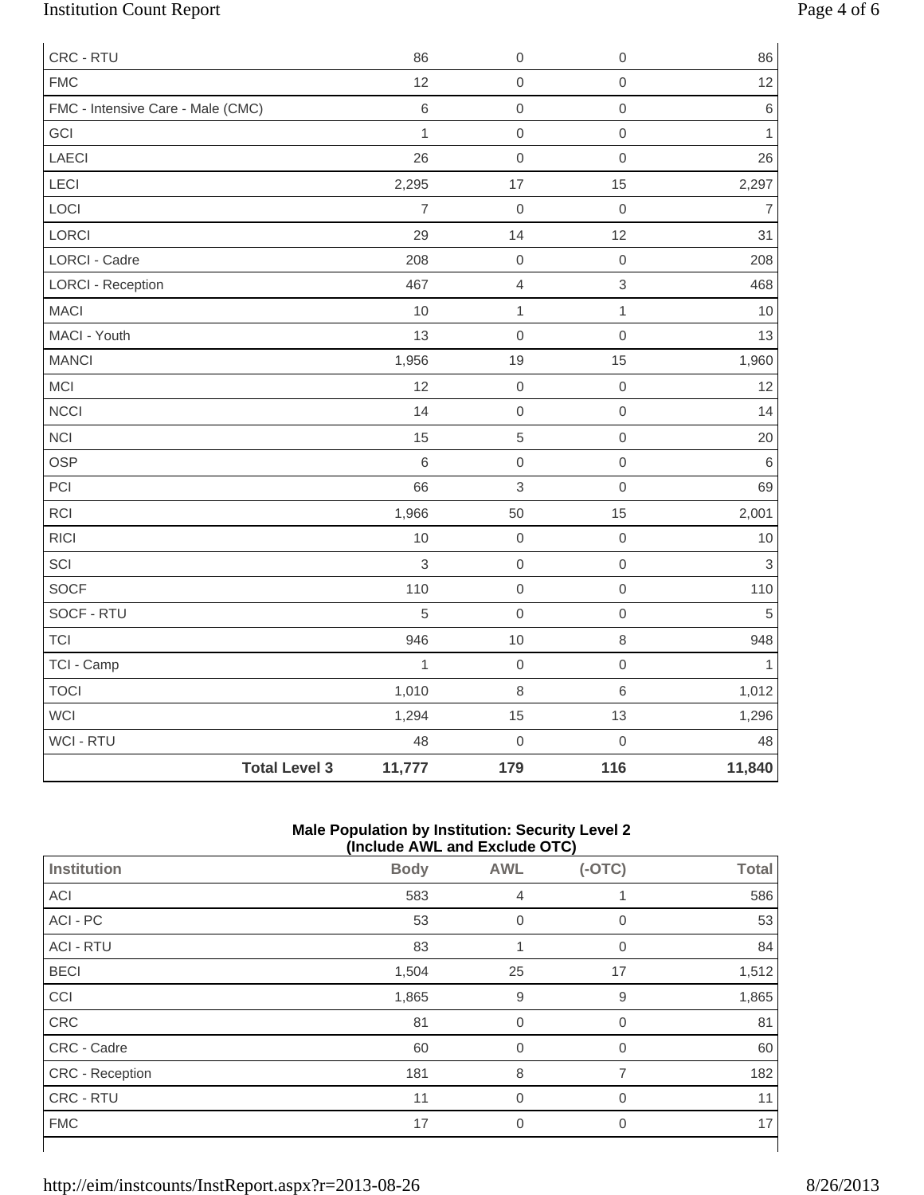| | Body | AWL | (-OTC) | Total |
|---|---|---|---|---|
| CRC - RTU | 86 | 0 | 0 | 86 |
| FMC | 12 | 0 | 0 | 12 |
| FMC - Intensive Care - Male (CMC) | 6 | 0 | 0 | 6 |
| GCI | 1 | 0 | 0 | 1 |
| LAECI | 26 | 0 | 0 | 26 |
| LECI | 2,295 | 17 | 15 | 2,297 |
| LOCI | 7 | 0 | 0 | 7 |
| LORCI | 29 | 14 | 12 | 31 |
| LORCI - Cadre | 208 | 0 | 0 | 208 |
| LORCI - Reception | 467 | 4 | 3 | 468 |
| MACI | 10 | 1 | 1 | 10 |
| MACI - Youth | 13 | 0 | 0 | 13 |
| MANCI | 1,956 | 19 | 15 | 1,960 |
| MCI | 12 | 0 | 0 | 12 |
| NCCI | 14 | 0 | 0 | 14 |
| NCI | 15 | 5 | 0 | 20 |
| OSP | 6 | 0 | 0 | 6 |
| PCI | 66 | 3 | 0 | 69 |
| RCI | 1,966 | 50 | 15 | 2,001 |
| RICI | 10 | 0 | 0 | 10 |
| SCI | 3 | 0 | 0 | 3 |
| SOCF | 110 | 0 | 0 | 110 |
| SOCF - RTU | 5 | 0 | 0 | 5 |
| TCI | 946 | 10 | 8 | 948 |
| TCI - Camp | 1 | 0 | 0 | 1 |
| TOCI | 1,010 | 8 | 6 | 1,012 |
| WCI | 1,294 | 15 | 13 | 1,296 |
| WCI - RTU | 48 | 0 | 0 | 48 |
| **Total Level 3** | **11,777** | **179** | **116** | **11,840** |

**Male Population by Institution: Security Level 2**
**(Include AWL and Exclude OTC)**

| Institution | Body | AWL | (-OTC) | Total |
|---|---|---|---|---|
| ACI | 583 | 4 | 1 | 586 |
| ACI - PC | 53 | 0 | 0 | 53 |
| ACI - RTU | 83 | 1 | 0 | 84 |
| BECI | 1,504 | 25 | 17 | 1,512 |
| CCI | 1,865 | 9 | 9 | 1,865 |
| CRC | 81 | 0 | 0 | 81 |
| CRC - Cadre | 60 | 0 | 0 | 60 |
| CRC - Reception | 181 | 8 | 7 | 182 |
| CRC - RTU | 11 | 0 | 0 | 11 |
| FMC | 17 | 0 | 0 | 17 |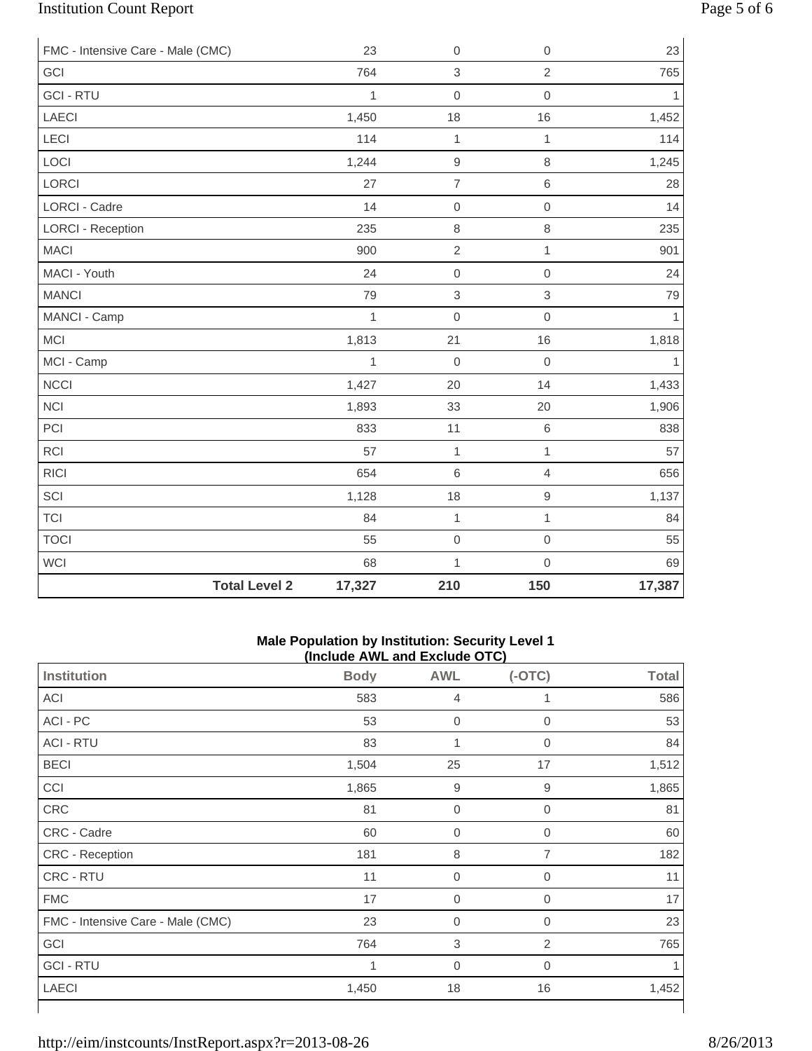| | | | | |
|---|---|---|---|---|
| FMC - Intensive Care - Male (CMC) | 23 | 0 | 0 | 23 |
| GCI | 764 | 3 | 2 | 765 |
| GCI - RTU | 1 | 0 | 0 | 1 |
| LAECI | 1,450 | 18 | 16 | 1,452 |
| LECI | 114 | 1 | 1 | 114 |
| LOCI | 1,244 | 9 | 8 | 1,245 |
| LORCI | 27 | 7 | 6 | 28 |
| LORCI - Cadre | 14 | 0 | 0 | 14 |
| LORCI - Reception | 235 | 8 | 8 | 235 |
| MACI | 900 | 2 | 1 | 901 |
| MACI - Youth | 24 | 0 | 0 | 24 |
| MANCI | 79 | 3 | 3 | 79 |
| MANCI - Camp | 1 | 0 | 0 | 1 |
| MCI | 1,813 | 21 | 16 | 1,818 |
| MCI - Camp | 1 | 0 | 0 | 1 |
| NCCI | 1,427 | 20 | 14 | 1,433 |
| NCI | 1,893 | 33 | 20 | 1,906 |
| PCI | 833 | 11 | 6 | 838 |
| RCI | 57 | 1 | 1 | 57 |
| RICI | 654 | 6 | 4 | 656 |
| SCI | 1,128 | 18 | 9 | 1,137 |
| TCI | 84 | 1 | 1 | 84 |
| TOCI | 55 | 0 | 0 | 55 |
| WCI | 68 | 1 | 0 | 69 |
| **Total Level 2** | **17,327** | **210** | **150** | **17,387** |

**Male Population by Institution: Security Level 1**
**(Include AWL and Exclude OTC)**

| Institution | Body | AWL | (-OTC) | Total |
|---|---|---|---|---|
| ACI | 583 | 4 | 1 | 586 |
| ACI - PC | 53 | 0 | 0 | 53 |
| ACI - RTU | 83 | 1 | 0 | 84 |
| BECI | 1,504 | 25 | 17 | 1,512 |
| CCI | 1,865 | 9 | 9 | 1,865 |
| CRC | 81 | 0 | 0 | 81 |
| CRC - Cadre | 60 | 0 | 0 | 60 |
| CRC - Reception | 181 | 8 | 7 | 182 |
| CRC - RTU | 11 | 0 | 0 | 11 |
| FMC | 17 | 0 | 0 | 17 |
| FMC - Intensive Care - Male (CMC) | 23 | 0 | 0 | 23 |
| GCI | 764 | 3 | 2 | 765 |
| GCI - RTU | 1 | 0 | 0 | 1 |
| LAECI | 1,450 | 18 | 16 | 1,452 |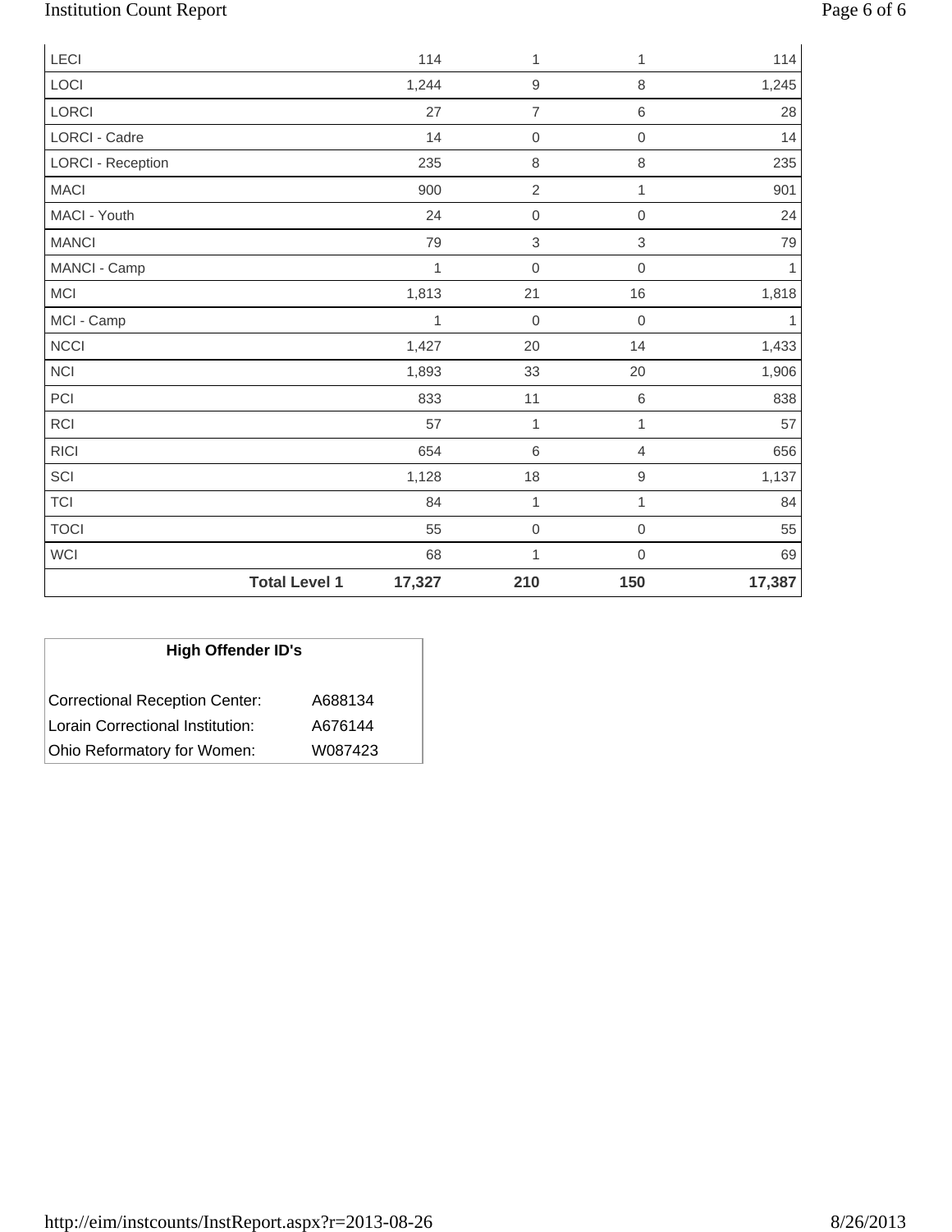| | | | | |
|---|---|---|---|---|
| LECI | 114 | 1 | 1 | 114 |
| LOCI | 1,244 | 9 | 8 | 1,245 |
| LORCI | 27 | 7 | 6 | 28 |
| LORCI - Cadre | 14 | 0 | 0 | 14 |
| LORCI - Reception | 235 | 8 | 8 | 235 |
| MACI | 900 | 2 | 1 | 901 |
| MACI - Youth | 24 | 0 | 0 | 24 |
| MANCI | 79 | 3 | 3 | 79 |
| MANCI - Camp | 1 | 0 | 0 | 1 |
| MCI | 1,813 | 21 | 16 | 1,818 |
| MCI - Camp | 1 | 0 | 0 | 1 |
| NCCI | 1,427 | 20 | 14 | 1,433 |
| NCI | 1,893 | 33 | 20 | 1,906 |
| PCI | 833 | 11 | 6 | 838 |
| RCI | 57 | 1 | 1 | 57 |
| RICI | 654 | 6 | 4 | 656 |
| SCI | 1,128 | 18 | 9 | 1,137 |
| TCI | 84 | 1 | 1 | 84 |
| TOCI | 55 | 0 | 0 | 55 |
| WCI | 68 | 1 | 0 | 69 |
| **Total Level 1** | **17,327** | **210** | **150** | **17,387** |

| High Offender ID's | |
|---|---|
| Correctional Reception Center: | A688134 |
| Lorain Correctional Institution: | A676144 |
| Ohio Reformatory for Women: | W087423 |